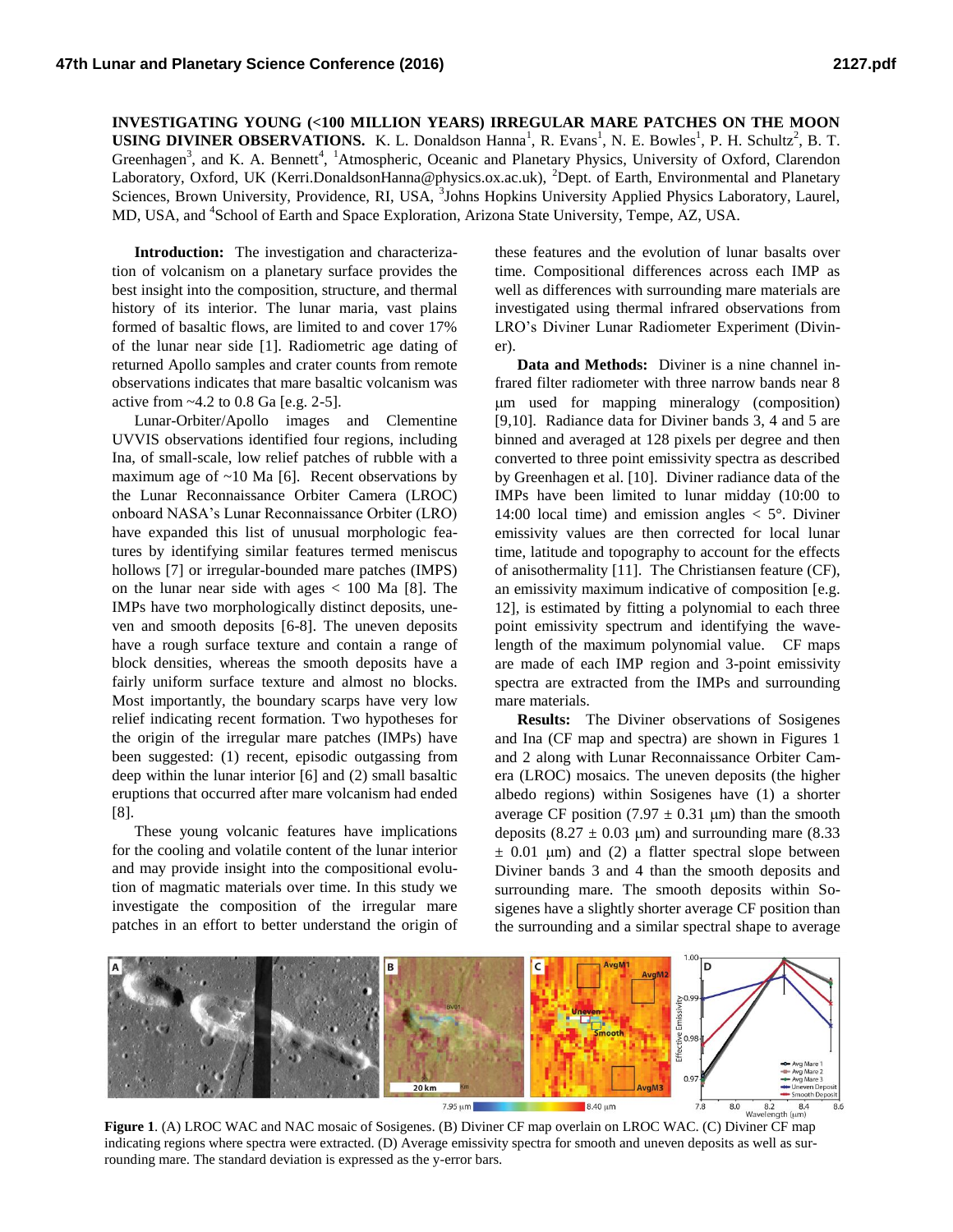**INVESTIGATING YOUNG (<100 MILLION YEARS) IRREGULAR MARE PATCHES ON THE MOON USING DIVINER OBSERVATIONS.** K. L. Donaldson Hanna[1], R. Evans[1], N. E. Bowles[1], P. H. Schultz[2], B. T. Greenhagen[3], and K. A. Bennett[4], [1]Atmospheric, Oceanic and Planetary Physics, University of Oxford, Clarendon Laboratory, Oxford, UK (Kerri.DonaldsonHanna@physics.ox.ac.uk), [2]Dept. of Earth, Environmental and Planetary Sciences, Brown University, Providence, RI, USA, [3]Johns Hopkins University Applied Physics Laboratory, Laurel, MD, USA, and [4]School of Earth and Space Exploration, Arizona State University, Tempe, AZ, USA.

**Introduction:** The investigation and characterization of volcanism on a planetary surface provides the best insight into the composition, structure, and thermal history of its interior. The lunar maria, vast plains formed of basaltic flows, are limited to and cover 17% of the lunar near side [1]. Radiometric age dating of returned Apollo samples and crater counts from remote observations indicates that mare basaltic volcanism was active from ~4.2 to 0.8 Ga [e.g. 2-5].

Lunar-Orbiter/Apollo images and Clementine UVVIS observations identified four regions, including Ina, of small-scale, low relief patches of rubble with a maximum age of ~10 Ma [6]. Recent observations by the Lunar Reconnaissance Orbiter Camera (LROC) onboard NASA's Lunar Reconnaissance Orbiter (LRO) have expanded this list of unusual morphologic features by identifying similar features termed meniscus hollows [7] or irregular-bounded mare patches (IMPS) on the lunar near side with ages < 100 Ma [8]. The IMPs have two morphologically distinct deposits, uneven and smooth deposits [6-8]. The uneven deposits have a rough surface texture and contain a range of block densities, whereas the smooth deposits have a fairly uniform surface texture and almost no blocks. Most importantly, the boundary scarps have very low relief indicating recent formation. Two hypotheses for the origin of the irregular mare patches (IMPs) have been suggested: (1) recent, episodic outgassing from deep within the lunar interior [6] and (2) small basaltic eruptions that occurred after mare volcanism had ended [8].

These young volcanic features have implications for the cooling and volatile content of the lunar interior and may provide insight into the compositional evolution of magmatic materials over time. In this study we investigate the composition of the irregular mare patches in an effort to better understand the origin of these features and the evolution of lunar basalts over time. Compositional differences across each IMP as well as differences with surrounding mare materials are investigated using thermal infrared observations from LRO's Diviner Lunar Radiometer Experiment (Diviner).

**Data and Methods:** Diviner is a nine channel infrared filter radiometer with three narrow bands near 8 μm used for mapping mineralogy (composition) [9,10]. Radiance data for Diviner bands 3, 4 and 5 are binned and averaged at 128 pixels per degree and then converted to three point emissivity spectra as described by Greenhagen et al. [10]. Diviner radiance data of the IMPs have been limited to lunar midday (10:00 to 14:00 local time) and emission angles < 5°. Diviner emissivity values are then corrected for local lunar time, latitude and topography to account for the effects of anisothermality [11]. The Christiansen feature (CF), an emissivity maximum indicative of composition [e.g. 12], is estimated by fitting a polynomial to each three point emissivity spectrum and identifying the wavelength of the maximum polynomial value. CF maps are made of each IMP region and 3-point emissivity spectra are extracted from the IMPs and surrounding mare materials.

**Results:** The Diviner observations of Sosigenes and Ina (CF map and spectra) are shown in Figures 1 and 2 along with Lunar Reconnaissance Orbiter Camera (LROC) mosaics. The uneven deposits (the higher albedo regions) within Sosigenes have (1) a shorter average CF position (7.97 ± 0.31 μm) than the smooth deposits (8.27 ± 0.03 μm) and surrounding mare (8.33 ± 0.01 μm) and (2) a flatter spectral slope between Diviner bands 3 and 4 than the smooth deposits and surrounding mare. The smooth deposits within Sosigenes have a slightly shorter average CF position than the surrounding and a similar spectral shape to average

**Figure 1**. (A) LROC WAC and NAC mosaic of Sosigenes. (B) Diviner CF map overlain on LROC WAC. (C) Diviner CF map indicating regions where spectra were extracted. (D) Average emissivity spectra for smooth and uneven deposits as well as surrounding mare. The standard deviation is expressed as the y-error bars.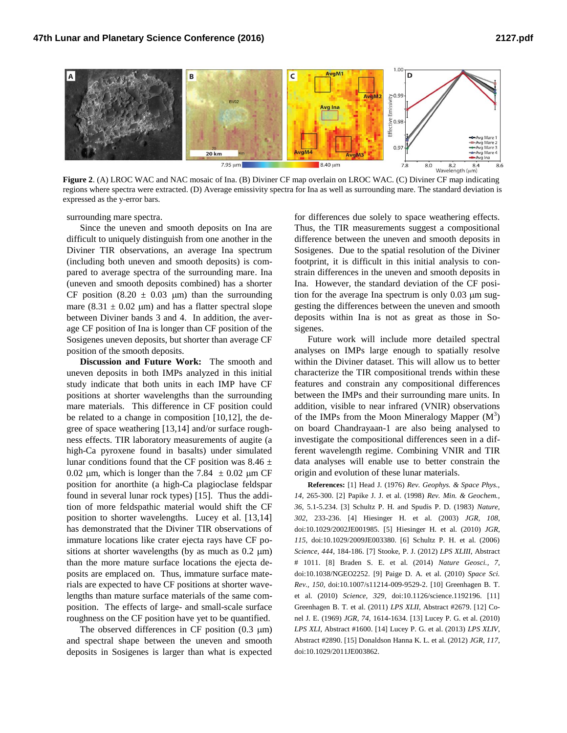A
B
BV02
20 km
C
AvgM1
AvgM2
Avg Ina
AvgM4
AvgM3
7.95 μm
8.40 μm
D
1.00
0.99
0.98
0.97
Effective Emissivity
7.8
8.0
8.2
8.4
8.6
Wavelength (μm)
Avg Mare 1
Avg Mare 2
Avg Mare 3
Avg Mare 4
Avg Ina

**Figure 2**. (A) LROC WAC and NAC mosaic of Ina. (B) Diviner CF map overlain on LROC WAC. (C) Diviner CF map indicating regions where spectra were extracted. (D) Average emissivity spectra for Ina as well as surrounding mare. The standard deviation is expressed as the y-error bars.

surrounding mare spectra.

Since the uneven and smooth deposits on Ina are difficult to uniquely distinguish from one another in the Diviner TIR observations, an average Ina spectrum (including both uneven and smooth deposits) is compared to average spectra of the surrounding mare. Ina (uneven and smooth deposits combined) has a shorter CF position (8.20 ± 0.03 μm) than the surrounding mare (8.31 ± 0.02 μm) and has a flatter spectral slope between Diviner bands 3 and 4. In addition, the average CF position of Ina is longer than CF position of the Sosigenes uneven deposits, but shorter than average CF position of the smooth deposits.

**Discussion and Future Work:** The smooth and uneven deposits in both IMPs analyzed in this initial study indicate that both units in each IMP have CF positions at shorter wavelengths than the surrounding mare materials. This difference in CF position could be related to a change in composition [10,12], the degree of space weathering [13,14] and/or surface roughness effects. TIR laboratory measurements of augite (a high-Ca pyroxene found in basalts) under simulated lunar conditions found that the CF position was 8.46 ± 0.02 μm, which is longer than the 7.84 ± 0.02 μm CF position for anorthite (a high-Ca plagioclase feldspar found in several lunar rock types) [15]. Thus the addition of more feldspathic material would shift the CF position to shorter wavelengths. Lucey et al. [13,14] has demonstrated that the Diviner TIR observations of immature locations like crater ejecta rays have CF positions at shorter wavelengths (by as much as 0.2 μm) than the more mature surface locations the ejecta deposits are emplaced on. Thus, immature surface materials are expected to have CF positions at shorter wavelengths than mature surface materials of the same composition. The effects of large- and small-scale surface roughness on the CF position have yet to be quantified.

The observed differences in CF position (0.3 μm) and spectral shape between the uneven and smooth deposits in Sosigenes is larger than what is expected for differences due solely to space weathering effects. Thus, the TIR measurements suggest a compositional difference between the uneven and smooth deposits in Sosigenes. Due to the spatial resolution of the Diviner footprint, it is difficult in this initial analysis to constrain differences in the uneven and smooth deposits in Ina. However, the standard deviation of the CF position for the average Ina spectrum is only 0.03 μm suggesting the differences between the uneven and smooth deposits within Ina is not as great as those in Sosigenes.

Future work will include more detailed spectral analyses on IMPs large enough to spatially resolve within the Diviner dataset. This will allow us to better characterize the TIR compositional trends within these features and constrain any compositional differences between the IMPs and their surrounding mare units. In addition, visible to near infrared (VNIR) observations of the IMPs from the Moon Mineralogy Mapper ($M^3$) on board Chandrayaan-1 are also being analysed to investigate the compositional differences seen in a different wavelength regime. Combining VNIR and TIR data analyses will enable use to better constrain the origin and evolution of these lunar materials.

**References:** [1] Head J. (1976) *Rev. Geophys. & Space Phys., 14*, 265-300. [2] Papike J. J. et al. (1998) *Rev. Min. & Geochem., 36*, 5.1-5.234. [3] Schultz P. H. and Spudis P. D. (1983) *Nature, 302*, 233-236. [4] Hiesinger H. et al. (2003) *JGR, 108*, doi:10.1029/2002JE001985. [5] Hiesinger H. et al. (2010) *JGR, 115*, doi:10.1029/2009JE003380. [6] Schultz P. H. et al. (2006) *Science, 444*, 184-186. [7] Stooke, P. J. (2012) *LPS XLIII*, Abstract # 1011. [8] Braden S. E. et al. (2014) *Nature Geosci., 7*, doi:10.1038/NGEO2252. [9] Paige D. A. et al. (2010) *Space Sci. Rev., 150*, doi:10.1007/s11214-009-9529-2. [10] Greenhagen B. T. et al. (2010) *Science, 329*, doi:10.1126/science.1192196. [11] Greenhagen B. T. et al. (2011) *LPS XLII*, Abstract #2679. [12] Conel J. E. (1969) *JGR, 74*, 1614-1634. [13] Lucey P. G. et al. (2010) *LPS XLI*, Abstract #1600. [14] Lucey P. G. et al. (2013) *LPS XLIV*, Abstract #2890. [15] Donaldson Hanna K. L. et al. (2012) *JGR, 117*, doi:10.1029/2011JE003862.